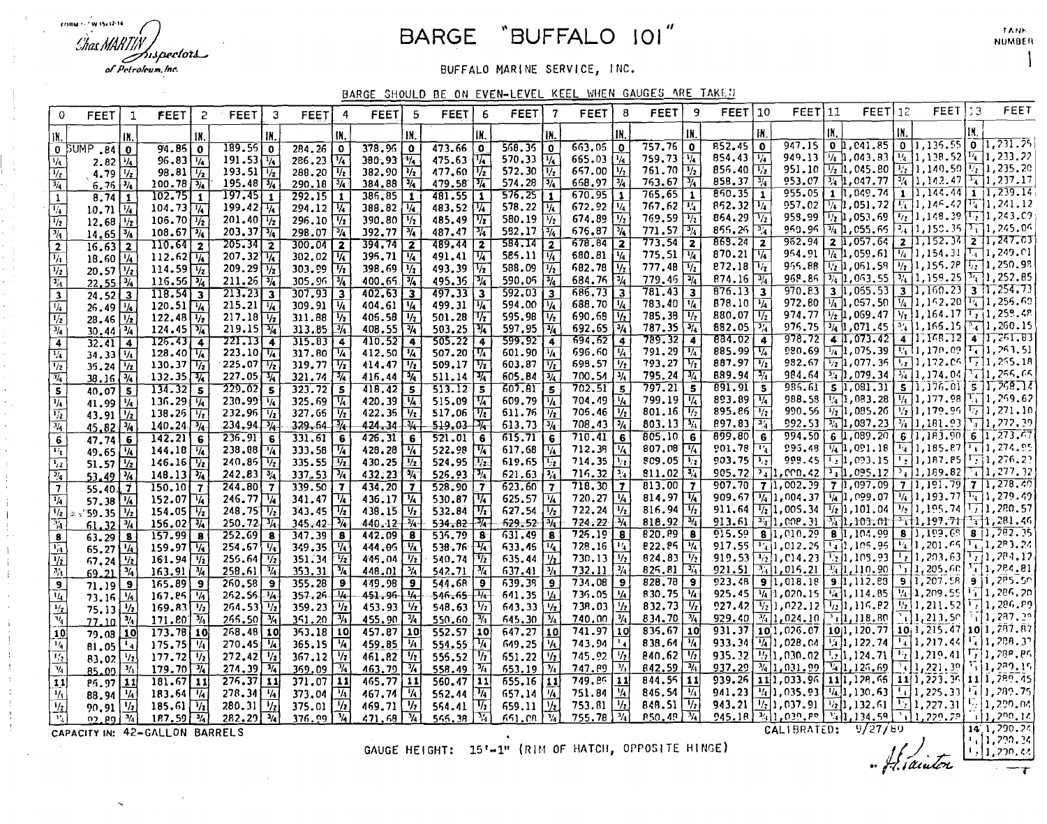*Chas. MARTIN Inspectors of Petroleum, Inc.*

# BARGE "BUFFALO 101"

TANK NUMBER 1

BUFFALO MARINE SERVICE, INC.

BARGE SHOULD BE ON EVEN-LEVEL KEEL WHEN GAUGES ARE TAKEN

| IN. | 0 FEET | 1 FEET | 2 FEET | 3 FEET | 4 FEET | 5 FEET | 6 FEET | 7 FEET | 8 FEET | 9 FEET | 10 FEET | 11 FEET | 12 FEET | 13 FEET |
|---|---|---|---|---|---|---|---|---|---|---|---|---|---|---|
| 0 | SUMP .84 | 94.85 | 189.56 | 284.26 | 378.96 | 473.66 | 568.35 | 663.05 | 757.76 | 852.45 | 947.15 | 1,041.85 | 1,136.55 | 1,231.25 |
| 1/4 | 2.82 | 96.83 | 191.53 | 286.23 | 380.93 | 475.63 | 570.33 | 665.03 | 759.73 | 854.43 | 949.13 | 1,043.83 | 1,138.52 | 1,233.22 |
| 1/2 | 4.79 | 98.81 | 193.51 | 288.20 | 382.90 | 477.60 | 572.30 | 667.00 | 761.70 | 856.40 | 951.10 | 1,045.80 | 1,140.50 | 1,235.20 |
| 3/4 | 6.76 | 100.78 | 195.48 | 290.18 | 384.88 | 479.58 | 574.28 | 668.97 | 763.67 | 858.37 | 953.07 | 1,047.77 | 1,142.47 | 1,237.17 |
| 1 | 8.74 | 102.75 | 197.45 | 292.15 | 386.85 | 481.55 | 576.25 | 670.95 | 765.65 | 860.35 | 955.05 | 1,049.74 | 1,144.44 | 1,239.14 |
| 1/4 | 10.71 | 104.73 | 199.42 | 294.12 | 388.82 | 483.52 | 578.22 | 672.92 | 767.62 | 862.32 | 957.02 | 1,051.72 | 1,146.42 | 1,241.12 |
| 1/2 | 12.68 | 106.70 | 201.40 | 296.10 | 390.80 | 485.49 | 580.19 | 674.89 | 769.59 | 864.29 | 958.99 | 1,053.69 | 1,148.39 | 1,243.09 |
| 3/4 | 14.65 | 108.67 | 203.37 | 298.07 | 392.77 | 487.47 | 582.17 | 676.87 | 771.57 | 866.26 | 960.96 | 1,055.65 | 1,150.36 | 1,245.06 |
| 2 | 16.63 | 110.64 | 205.34 | 300.04 | 394.74 | 489.44 | 584.14 | 678.84 | 773.54 | 868.24 | 962.94 | 1,057.64 | 1,152.34 | 1,247.03 |
| 1/4 | 18.60 | 112.62 | 207.32 | 302.02 | 396.71 | 491.41 | 586.11 | 680.81 | 775.51 | 870.21 | 964.91 | 1,059.61 | 1,154.31 | 1,249.01 |
| 1/2 | 20.57 | 114.59 | 209.29 | 303.99 | 398.69 | 493.39 | 588.09 | 682.78 | 777.48 | 872.18 | 966.88 | 1,061.58 | 1,156.28 | 1,250.98 |
| 3/4 | 22.55 | 116.56 | 211.26 | 305.96 | 400.66 | 495.36 | 590.06 | 684.76 | 779.46 | 874.16 | 968.86 | 1,063.55 | 1,158.25 | 1,252.85 |
| 3 | 24.52 | 118.54 | 213.23 | 307.93 | 402.63 | 497.33 | 592.03 | 686.73 | 781.43 | 876.13 | 970.83 | 1,065.53 | 1,160.23 | 1,254.73 |
| 1/4 | 26.49 | 120.51 | 215.21 | 309.91 | 404.61 | 499.31 | 594.00 | 688.70 | 783.40 | 878.10 | 972.80 | 1,067.50 | 1,162.20 | 1,256.60 |
| 1/2 | 28.46 | 122.48 | 217.18 | 311.88 | 406.58 | 501.28 | 595.98 | 690.68 | 785.38 | 880.07 | 974.77 | 1,069.47 | 1,164.17 | 1,258.48 |
| 3/4 | 30.44 | 124.45 | 219.15 | 313.85 | 408.55 | 503.25 | 597.95 | 692.65 | 787.35 | 882.05 | 976.75 | 1,071.45 | 1,166.15 | 1,260.15 |
| 4 | 32.41 | 126.43 | 221.13 | 315.83 | 410.52 | 505.22 | 599.92 | 694.62 | 789.32 | 884.02 | 978.72 | 1,073.42 | 1,168.12 | 1,261.83 |
| 1/4 | 34.33 | 128.40 | 223.10 | 317.80 | 412.50 | 507.20 | 601.90 | 696.60 | 791.29 | 885.99 | 980.69 | 1,075.39 | 1,170.09 | 1,263.51 |
| 1/2 | 36.24 | 130.37 | 225.07 | 319.77 | 414.47 | 509.17 | 603.87 | 698.57 | 793.27 | 887.97 | 982.67 | 1,077.36 | 1,172.06 | 1,265.18 |
| 3/4 | 38.16 | 132.35 | 227.05 | 321.74 | 416.44 | 511.14 | 605.84 | 700.54 | 795.24 | 889.94 | 984.64 | 1,079.34 | 1,174.04 | 1,266.66 |
| 5 | 40.07 | 134.32 | 229.02 | 323.72 | 418.42 | 513.12 | 607.81 | 702.51 | 797.21 | 891.91 | 986.61 | 1,081.31 | 1,176.01 | 1,268.14 |
| 1/4 | 41.99 | 136.29 | 230.99 | 325.69 | 420.39 | 515.09 | 609.79 | 704.49 | 799.19 | 893.89 | 988.58 | 1,083.28 | 1,177.98 | 1,269.62 |
| 1/2 | 43.91 | 138.26 | 232.96 | 327.66 | 422.36 | 517.06 | 611.76 | 706.46 | 801.16 | 895.86 | 990.56 | 1,085.26 | 1,179.96 | 1,271.10 |
| 3/4 | 45.82 | 140.24 | 234.94 | 329.64 | 424.34 | 519.03 | 613.73 | 708.43 | 803.13 | 897.83 | 992.53 | 1,087.23 | 1,181.93 | 1,272.39 |
| 6 | 47.74 | 142.21 | 236.91 | 331.61 | 426.31 | 521.01 | 615.71 | 710.41 | 805.10 | 899.80 | 994.50 | 1,089.20 | 1,183.90 | 1,273.67 |
| 1/4 | 49.65 | 144.18 | 238.88 | 333.58 | 428.28 | 522.98 | 617.68 | 712.38 | 807.08 | 901.78 | 996.48 | 1,091.18 | 1,185.87 | 1,274.95 |
| 1/2 | 51.57 | 146.16 | 240.86 | 335.55 | 430.25 | 524.95 | 619.65 | 714.35 | 809.05 | 903.75 | 998.45 | 1,093.15 | 1,187.85 | 1,276.23 |
| 3/4 | 53.49 | 148.13 | 242.83 | 337.53 | 432.23 | 526.93 | 621.63 | 716.32 | 811.02 | 905.72 | 1,000.42 | 1,095.12 | 1,189.82 | 1,277.32 |
| 7 | 55.40 | 150.10 | 244.80 | 339.50 | 434.20 | 528.90 | 623.60 | 718.30 | 813.00 | 907.70 | 1,002.39 | 1,097.09 | 1,191.79 | 1,278.40 |
| 1/4 | 57.38 | 152.07 | 246.77 | 341.47 | 436.17 | 530.87 | 625.57 | 720.27 | 814.97 | 909.67 | 1,004.37 | 1,099.07 | 1,193.77 | 1,279.49 |
| 1/2 | 59.35 | 154.05 | 248.75 | 343.45 | 438.15 | 532.84 | 627.54 | 722.24 | 816.94 | 911.64 | 1,006.34 | 1,101.04 | 1,195.74 | 1,280.57 |
| 3/4 | 61.32 | 156.02 | 250.72 | 345.42 | 440.12 | 534.82 | 629.52 | 724.22 | 818.92 | 913.61 | 1,008.31 | 1,103.01 | 1,197.71 | 1,281.46 |
| 8 | 63.29 | 157.99 | 252.69 | 347.39 | 442.09 | 536.79 | 631.49 | 726.19 | 820.89 | 915.59 | 1,010.29 | 1,104.99 | 1,199.68 | 1,282.35 |
| 1/4 | 65.27 | 159.97 | 254.67 | 349.35 | 444.05 | 538.76 | 633.46 | 728.16 | 822.86 | 917.55 | 1,012.25 | 1,106.95 | 1,201.66 | 1,283.24 |
| 1/2 | 67.24 | 161.94 | 256.64 | 351.34 | 446.04 | 540.74 | 635.44 | 730.13 | 824.83 | 919.53 | 1,014.23 | 1,108.93 | 1,203.63 | 1,284.12 |
| 3/4 | 69.21 | 163.91 | 258.61 | 353.31 | 448.01 | 542.71 | 637.41 | 732.11 | 826.81 | 921.51 | 1,016.21 | 1,110.90 | 1,205.60 | 1,284.81 |
| 9 | 71.19 | 165.89 | 260.58 | 355.28 | 449.98 | 544.68 | 639.38 | 734.08 | 828.78 | 923.48 | 1,018.18 | 1,112.88 | 1,207.58 | 1,285.50 |
| 1/4 | 73.16 | 167.86 | 262.56 | 357.26 | 451.96 | 546.65 | 641.35 | 736.05 | 830.75 | 925.45 | 1,020.15 | 1,114.85 | 1,209.55 | 1,286.20 |
| 1/2 | 75.13 | 169.83 | 264.53 | 359.23 | 453.93 | 548.63 | 643.33 | 738.03 | 832.73 | 927.42 | 1,022.12 | 1,116.82 | 1,211.52 | 1,286.89 |
| 3/4 | 77.10 | 171.80 | 266.50 | 361.20 | 455.90 | 550.60 | 645.30 | 740.00 | 834.70 | 929.40 | 1,024.10 | 1,118.80 | 1,213.50 | 1,287.39 |
| 10 | 79.08 | 173.78 | 268.48 | 363.18 | 457.87 | 552.57 | 647.27 | 741.97 | 836.67 | 931.37 | 1,026.07 | 1,120.77 | 1,215.47 | 1,287.87 |
| 1/4 | 81.05 | 175.75 | 270.45 | 365.15 | 459.85 | 554.55 | 649.25 | 743.94 | 838.64 | 933.34 | 1,028.04 | 1,122.74 | 1,217.44 | 1,288.37 |
| 1/2 | 83.02 | 177.72 | 272.42 | 367.12 | 461.82 | 556.52 | 651.22 | 745.92 | 840.62 | 935.32 | 1,030.02 | 1,124.71 | 1,219.41 | 1,288.86 |
| 3/4 | 85.00 | 179.70 | 274.39 | 369.09 | 463.79 | 558.49 | 653.19 | 747.89 | 842.59 | 937.29 | 1,031.99 | 1,126.69 | 1,221.39 | 1,289.15 |
| 11 | 86.97 | 181.67 | 276.37 | 371.07 | 465.77 | 560.47 | 655.16 | 749.86 | 844.56 | 939.26 | 1,033.96 | 1,128.66 | 1,223.36 | 1,289.45 |
| 1/4 | 88.94 | 183.64 | 278.34 | 373.04 | 467.74 | 562.44 | 657.14 | 751.84 | 846.54 | 941.23 | 1,035.93 | 1,130.63 | 1,225.33 | 1,289.75 |
| 1/2 | 90.91 | 185.61 | 280.31 | 375.01 | 469.71 | 564.41 | 659.11 | 753.81 | 848.51 | 943.21 | 1,037.91 | 1,132.61 | 1,227.31 | 1,290.04 |
| 3/4 | 92.89 | 187.59 | 282.29 | 376.99 | 471.68 | 566.38 | 661.08 | 755.78 | 850.48 | 945.18 | 1,039.88 | 1,134.58 | 1,229.28 | 1,290.14 |

| IN. | 14 FEET |
|---|---|
| 0 | 1,290.24 |
| 1/4 | 1,290.34 |
| 1/2 | 1,290.44 |

CAPACITY IN: 42-GALLON BARRELS

GAUGE HEIGHT: 15'-1" (RIM OF HATCH, OPPOSITE HINGE)

CALIBRATED: 9/27/80

*H. Sainton*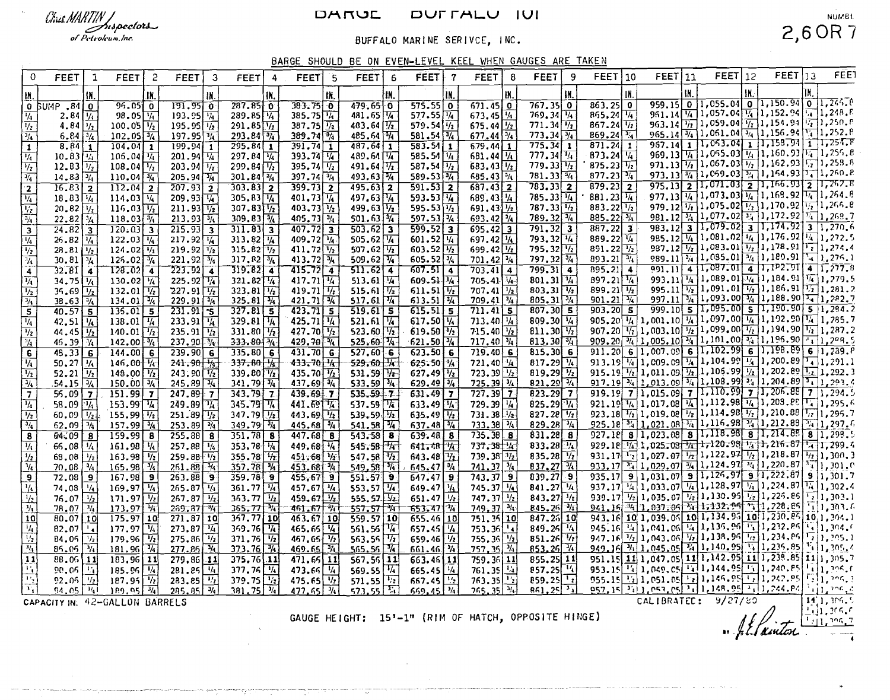*Chas MARTIN Inspectors of Petroleum, Inc.*

# BARGE BUFFALO 101

NUMBER **2, 6 OR 7**

BUFFALO MARINE SERIVCE, INC.

BARGE SHOULD BE ON EVEN-LEVEL KEEL WHEN GAUGES ARE TAKEN

| IN. | 0 FEET | 1 FEET | 2 FEET | 3 FEET | 4 FEET | 5 FEET | 6 FEET | 7 FEET | 8 FEET | 9 FEET | 10 FEET | 11 FEET | 12 FEET | 13 FEET |
|---|---|---|---|---|---|---|---|---|---|---|---|---|---|---|
| 0 | SUMP .84 | 96.05 | 191.95 | 287.85 | 383.75 | 479.65 | 575.55 | 671.45 | 767.35 | 863.25 | 959.15 | 1,055.04 | 1,150.94 | 1,246.8 |
| 1/4 | 2.84 | 98.05 | 193.95 | 289.85 | 385.75 | 481.65 | 577.55 | 673.45 | 769.34 | 865.24 | 961.14 | 1,057.04 | 1,152.94 | 1,248.8 |
| 1/2 | 4.84 | 100.05 | 195.95 | 291.85 | 387.75 | 483.64 | 579.54 | 675.44 | 771.34 | 867.24 | 963.14 | 1,059.04 | 1,154.94 | 1,250.8 |
| 3/4 | 6.84 | 102.05 | 197.95 | 293.84 | 389.74 | 485.64 | 581.54 | 677.44 | 773.34 | 869.24 | 965.14 | 1,061.04 | 1,156.94 | 1,252.8 |
| 1 | 8.84 | 104.04 | 199.94 | 295.84 | 391.74 | 487.64 | 583.54 | 679.44 | 775.34 | 871.24 | 967.14 | 1,063.04 | 1,158.94 | 1,254.8 |
| 1/4 | 10.83 | 106.04 | 201.94 | 297.84 | 393.74 | 489.64 | 585.54 | 681.44 | 777.34 | 873.24 | 969.13 | 1,065.03 | 1,160.93 | 1,256.8 |
| 1/2 | 12.83 | 108.04 | 203.94 | 299.84 | 395.74 | 491.64 | 587.54 | 683.43 | 779.33 | 875.23 | 971.13 | 1,067.03 | 1,162.93 | 1,258.8 |
| 3/4 | 14.83 | 110.04 | 205.94 | 301.84 | 397.74 | 493.63 | 589.53 | 685.43 | 781.33 | 877.23 | 973.13 | 1,069.03 | 1,164.93 | 1,260.8 |
| 2 | 16.83 | 112.04 | 207.93 | 303.83 | 399.73 | 495.63 | 591.53 | 687.43 | 783.33 | 879.23 | 975.13 | 1,071.03 | 1,166.92 | 1,262.8 |
| 1/4 | 18.83 | 114.03 | 209.93 | 305.83 | 401.73 | 497.63 | 593.53 | 689.43 | 785.33 | 881.23 | 977.13 | 1,073.03 | 1,168.92 | 1,264.8 |
| 1/2 | 20.82 | 116.03 | 211.93 | 307.83 | 403.73 | 499.63 | 595.53 | 691.43 | 787.33 | 883.22 | 979.12 | 1,075.02 | 1,170.92 | 1,266.8 |
| 3/4 | 22.82 | 118.03 | 213.93 | 309.83 | 405.73 | 501.63 | 597.53 | 693.42 | 789.32 | 885.22 | 981.12 | 1,077.02 | 1,172.92 | 1,268.7 |
| 3 | 24.82 | 120.03 | 215.93 | 311.83 | 407.72 | 503.62 | 599.52 | 695.42 | 791.32 | 887.22 | 983.12 | 1,079.02 | 1,174.92 | 1,270.6 |
| 1/4 | 26.82 | 122.03 | 217.92 | 313.82 | 409.72 | 505.62 | 601.52 | 697.42 | 793.32 | 889.22 | 985.12 | 1,081.02 | 1,176.92 | 1,272.5 |
| 1/2 | 28.81 | 124.02 | 219.92 | 315.82 | 411.72 | 507.62 | 603.52 | 699.42 | 795.32 | 891.22 | 987.12 | 1,083.01 | 1,178.91 | 1,274.4 |
| 3/4 | 30.81 | 126.02 | 221.92 | 317.82 | 413.72 | 509.62 | 605.52 | 701.42 | 797.32 | 893.21 | 989.11 | 1,085.01 | 1,180.91 | 1,276.1 |
| 4 | 32.81 | 128.02 | 223.92 | 319.82 | 415.72 | 511.62 | 607.51 | 703.41 | 799.31 | 895.21 | 991.11 | 1,087.01 | 1,182.91 | 1,277.8 |
| 1/4 | 34.75 | 130.02 | 225.92 | 321.82 | 417.71 | 513.61 | 609.51 | 705.41 | 801.31 | 897.21 | 993.11 | 1,089.01 | 1,184.91 | 1,279.5 |
| 1/2 | 36.69 | 132.01 | 227.91 | 323.81 | 419.71 | 515.61 | 611.51 | 707.41 | 803.31 | 899.21 | 995.11 | 1,091.01 | 1,186.91 | 1,281.2 |
| 3/4 | 38.63 | 134.01 | 229.91 | 325.81 | 421.71 | 517.61 | 613.51 | 709.41 | 805.31 | 901.21 | 997.11 | 1,093.00 | 1,188.90 | 1,282.7 |
| 5 | 40.57 | 136.01 | 231.91 | 327.81 | 423.71 | 519.61 | 615.51 | 711.41 | 807.30 | 903.20 | 999.10 | 1,095.00 | 1,190.90 | 1,284.2 |
| 1/4 | 42.51 | 138.01 | 233.91 | 329.81 | 425.71 | 521.61 | 617.50 | 713.40 | 809.30 | 905.20 | 1,001.10 | 1,097.00 | 1,192.90 | 1,285.7 |
| 1/2 | 44.45 | 140.01 | 235.91 | 331.80 | 427.70 | 523.60 | 619.50 | 715.40 | 811.30 | 907.20 | 1,003.10 | 1,099.00 | 1,194.90 | 1,287.2 |
| 3/4 | 46.39 | 142.00 | 237.90 | 333.80 | 429.70 | 525.60 | 621.50 | 717.40 | 813.30 | 909.20 | 1,005.10 | 1,101.00 | 1,196.90 | 1,288.5 |
| 6 | 48.33 | 144.00 | 239.90 | 335.80 | 431.70 | 527.60 | 623.50 | 719.40 | 815.30 | 911.20 | 1,007.09 | 1,102.99 | 1,198.89 | 1,289.8 |
| 1/4 | 50.27 | 146.00 | 241.90 | 337.80 | 433.70 | 529.60 | 625.50 | 721.40 | 817.29 | 913.19 | 1,009.09 | 1,104.99 | 1,200.89 | 1,291.1 |
| 1/2 | 52.21 | 148.00 | 243.90 | 339.80 | 435.70 | 531.59 | 627.49 | 723.39 | 819.29 | 915.19 | 1,011.09 | 1,106.99 | 1,202.89 | 1,292.3 |
| 3/4 | 54.15 | 150.00 | 245.89 | 341.79 | 437.69 | 533.59 | 629.49 | 725.39 | 821.29 | 917.19 | 1,013.09 | 1,108.99 | 1,204.89 | 1,293.4 |
| 7 | 56.09 | 151.99 | 247.89 | 343.79 | 439.69 | 535.59 | 631.49 | 727.39 | 823.29 | 919.19 | 1,015.09 | 1,110.99 | 1,206.88 | 1,294.5 |
| 1/4 | 58.09 | 153.99 | 249.89 | 345.79 | 441.69 | 537.59 | 633.49 | 729.39 | 825.29 | 921.19 | 1,017.08 | 1,112.98 | 1,208.88 | 1,295.6 |
| 1/2 | 60.09 | 155.99 | 251.89 | 347.79 | 443.69 | 539.59 | 635.49 | 731.38 | 827.28 | 923.18 | 1,019.08 | 1,114.98 | 1,210.88 | 1,295.7 |
| 3/4 | 62.09 | 157.99 | 253.89 | 349.79 | 445.68 | 541.58 | 637.48 | 733.38 | 829.28 | 925.18 | 1,021.08 | 1,116.98 | 1,212.88 | 1,297.6 |
| 8 | 64.09 | 159.99 | 255.88 | 351.78 | 447.68 | 543.58 | 639.48 | 735.38 | 831.28 | 927.18 | 1,023.08 | 1,118.98 | 1,214.88 | 1,298.5 |
| 1/4 | 66.08 | 161.98 | 257.88 | 353.78 | 449.68 | 545.58 | 641.48 | 737.38 | 833.28 | 929.18 | 1,025.08 | 1,120.98 | 1,216.87 | 1,299.4 |
| 1/2 | 68.08 | 163.98 | 259.88 | 355.78 | 451.68 | 547.58 | 643.48 | 739.38 | 835.28 | 931.17 | 1,027.07 | 1,122.97 | 1,218.87 | 1,300.3 |
| 3/4 | 70.08 | 165.98 | 261.88 | 357.78 | 453.68 | 549.58 | 645.47 | 741.37 | 837.27 | 933.17 | 1,029.07 | 1,124.97 | 1,220.87 | 1,301.0 |
| 9 | 72.08 | 167.98 | 263.88 | 359.78 | 455.67 | 551.57 | 647.47 | 743.37 | 839.27 | 935.17 | 1,031.07 | 1,126.97 | 1,222.87 | 1,301.7 |
| 1/4 | 74.08 | 169.97 | 265.87 | 361.77 | 457.67 | 553.57 | 649.47 | 745.37 | 841.27 | 937.17 | 1,033.07 | 1,128.97 | 1,224.87 | 1,302.4 |
| 1/2 | 76.07 | 171.97 | 267.87 | 363.77 | 459.67 | 555.57 | 651.47 | 747.37 | 843.27 | 939.17 | 1,035.07 | 1,130.96 | 1,226.86 | 1,303.1 |
| 3/4 | 78.07 | 173.97 | 269.87 | 365.77 | 461.67 | 557.57 | 653.47 | 749.37 | 845.26 | 941.16 | 1,037.06 | 1,132.96 | 1,228.86 | 1,303.6 |
| 10 | 80.07 | 175.97 | 271.87 | 367.77 | 463.67 | 559.57 | 655.46 | 751.36 | 847.26 | 943.16 | 1,039.06 | 1,134.96 | 1,230.86 | 1,304.1 |
| 1/4 | 82.07 | 177.97 | 273.87 | 369.76 | 465.66 | 561.56 | 657.46 | 753.36 | 849.26 | 945.16 | 1,041.06 | 1,136.96 | 1,232.86 | 1,304.6 |
| 1/2 | 84.06 | 179.96 | 275.86 | 371.76 | 467.66 | 563.56 | 659.46 | 755.36 | 851.26 | 947.16 | 1,043.06 | 1,138.96 | 1,234.86 | 1,305.1 |
| 3/4 | 86.06 | 181.96 | 277.86 | 373.76 | 469.66 | 565.56 | 661.46 | 757.36 | 853.26 | 949.16 | 1,045.05 | 1,140.95 | 1,236.85 | 1,305.4 |
| 11 | 88.06 | 183.96 | 279.86 | 375.76 | 471.66 | 567.56 | 663.46 | 759.36 | 855.25 | 951.15 | 1,047.05 | 1,142.95 | 1,238.85 | 1,305.7 |
| 1/4 | 90.06 | 185.96 | 281.86 | 377.76 | 473.66 | 569.55 | 665.45 | 761.35 | 857.25 | 953.15 | 1,049.05 | 1,144.95 | 1,240.85 | 1,306.0 |
| 1/2 | 92.06 | 187.95 | 283.85 | 379.75 | 475.65 | 571.55 | 667.45 | 763.35 | 859.25 | 955.15 | 1,051.05 | 1,146.95 | 1,242.85 | 1,306.3 |
| 3/4 | 94.05 | 189.95 | 285.85 | 381.75 | 477.65 | 573.55 | 669.45 | 765.35 | 861.25 | 957.15 | 1,053.05 | 1,148.95 | 1,244.84 | 1,306.4 |

| IN. | 14 FEET |
|---|---|
| 14 | 1,306.5 |
| 1/4 | 1,306.6 |
| 1/2 | 1,306.7 |

CAPACITY IN: 42-GALLON BARRELS

GAUGE HEIGHT: 15'-1" (RIM OF HATCH, OPPOSITE HINGE)

CALIBRATED: 9/27/80

*J.E. Painter*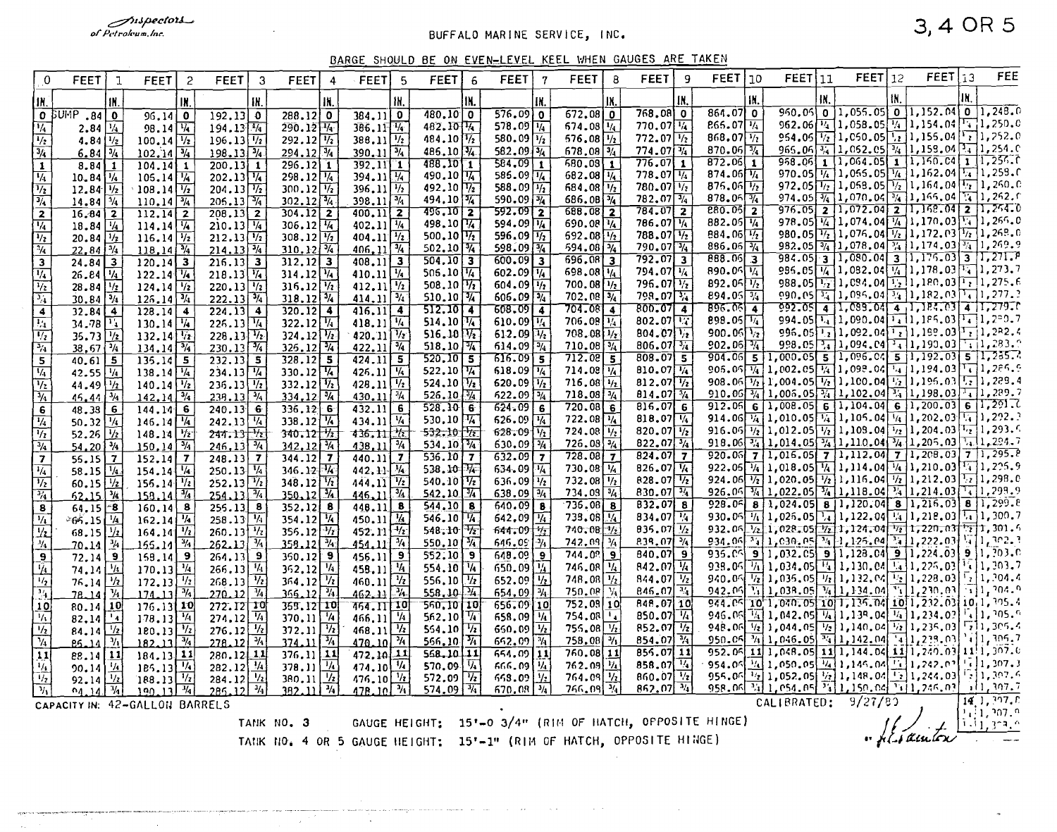*Inspectors of Petroleum, Inc.*

BUFFALO MARINE SERVICE, INC.

**3, 4 OR 5**

BARGE SHOULD BE ON EVEN-LEVEL KEEL WHEN GAUGES ARE TAKEN

| IN. | 0 FEET | 1 FEET | 2 FEET | 3 FEET | 4 FEET | 5 FEET | 6 FEET | 7 FEET | 8 FEET | 9 FEET | 10 FEET | 11 FEET | 12 FEET | 13 FEET |
|---|---|---|---|---|---|---|---|---|---|---|---|---|---|---|
| 0 | SUMP .84 | 96.14 | 192.13 | 288.12 | 384.11 | 480.10 | 576.09 | 672.08 | 768.08 | 864.07 | 960.06 | 1,056.05 | 1,152.04 | 1,248.0 |
| ¼ | 2.84 | 98.14 | 194.13 | 290.12 | 386.11 | 482.10 | 578.09 | 674.08 | 770.07 | 866.07 | 962.06 | 1,058.05 | 1,154.04 | 1,250.0 |
| ½ | 4.84 | 100.14 | 196.13 | 292.12 | 388.11 | 484.10 | 580.09 | 676.08 | 772.07 | 868.07 | 964.06 | 1,060.05 | 1,156.04 | 1,252.0 |
| ¾ | 6.84 | 102.14 | 198.13 | 294.12 | 390.11 | 486.10 | 582.09 | 678.08 | 774.07 | 870.06 | 966.06 | 1,062.05 | 1,158.04 | 1,254.0 |
| 1 | 8.84 | 104.14 | 200.13 | 296.12 | 392.11 | 488.10 | 584.09 | 680.08 | 776.07 | 872.06 | 968.06 | 1,064.05 | 1,160.04 | 1,256.0 |
| ¼ | 10.84 | 106.14 | 202.13 | 298.12 | 394.11 | 490.10 | 586.09 | 682.08 | 778.07 | 874.06 | 970.05 | 1,066.05 | 1,162.04 | 1,258.0 |
| ½ | 12.84 | 108.14 | 204.13 | 300.12 | 396.11 | 492.10 | 588.09 | 684.08 | 780.07 | 876.06 | 972.05 | 1,068.05 | 1,164.04 | 1,260.0 |
| ¾ | 14.84 | 110.14 | 206.13 | 302.12 | 398.11 | 494.10 | 590.09 | 686.08 | 782.07 | 878.06 | 974.05 | 1,070.04 | 1,166.04 | 1,262.0 |
| 2 | 16.84 | 112.14 | 208.13 | 304.12 | 400.11 | 496.10 | 592.09 | 688.08 | 784.07 | 880.06 | 976.05 | 1,072.04 | 1,168.04 | 1,264.0 |
| ¼ | 18.84 | 114.14 | 210.13 | 306.12 | 402.11 | 498.10 | 594.09 | 690.08 | 786.07 | 882.06 | 978.05 | 1,074.04 | 1,170.03 | 1,266.0 |
| ½ | 20.84 | 116.14 | 212.13 | 308.12 | 404.11 | 500.10 | 596.09 | 692.08 | 788.07 | 884.06 | 980.05 | 1,076.04 | 1,172.03 | 1,268.0 |
| ¾ | 22.84 | 118.14 | 214.13 | 310.12 | 406.11 | 502.10 | 598.09 | 694.08 | 790.07 | 886.06 | 982.05 | 1,078.04 | 1,174.03 | 1,269.9 |
| 3 | 24.84 | 120.14 | 216.13 | 312.12 | 408.11 | 504.10 | 600.09 | 696.08 | 792.07 | 888.06 | 984.05 | 1,080.04 | 1,176.03 | 1,271.8 |
| ¼ | 26.84 | 122.14 | 218.13 | 314.12 | 410.11 | 506.10 | 602.09 | 698.08 | 794.07 | 890.06 | 986.05 | 1,082.04 | 1,178.03 | 1,273.7 |
| ½ | 28.84 | 124.14 | 220.13 | 316.12 | 412.11 | 508.10 | 604.09 | 700.08 | 796.07 | 892.06 | 988.05 | 1,084.04 | 1,180.03 | 1,275.6 |
| ¾ | 30.84 | 126.14 | 222.13 | 318.12 | 414.11 | 510.10 | 606.09 | 702.08 | 798.07 | 894.06 | 990.05 | 1,086.04 | 1,182.03 | 1,277.3 |
| 4 | 32.84 | 128.14 | 224.13 | 320.12 | 416.11 | 512.10 | 608.09 | 704.08 | 800.07 | 896.06 | 992.05 | 1,088.04 | 1,184.03 | 1,279.0 |
| ¼ | 34.78 | 130.14 | 226.13 | 322.12 | 418.11 | 514.10 | 610.09 | 706.08 | 802.07 | 898.06 | 994.05 | 1,090.04 | 1,186.03 | 1,280.7 |
| ½ | 36.73 | 132.14 | 228.13 | 324.12 | 420.11 | 516.10 | 612.09 | 708.08 | 804.07 | 900.06 | 996.05 | 1,092.04 | 1,188.03 | 1,282.4 |
| ¾ | 38.67 | 134.14 | 230.13 | 326.12 | 422.11 | 518.10 | 614.09 | 710.08 | 806.07 | 902.06 | 998.05 | 1,094.04 | 1,190.03 | 1,283.9 |
| 5 | 40.61 | 136.14 | 232.13 | 328.12 | 424.11 | 520.10 | 616.09 | 712.08 | 808.07 | 904.06 | 1,000.05 | 1,096.04 | 1,192.03 | 1,285.4 |
| ¼ | 42.55 | 138.14 | 234.13 | 330.12 | 426.11 | 522.10 | 618.09 | 714.08 | 810.07 | 906.06 | 1,002.05 | 1,098.04 | 1,194.03 | 1,286.9 |
| ½ | 44.49 | 140.14 | 236.13 | 332.12 | 428.11 | 524.10 | 620.09 | 716.08 | 812.07 | 908.06 | 1,004.05 | 1,100.04 | 1,196.03 | 1,288.4 |
| ¾ | 46.44 | 142.14 | 238.13 | 334.12 | 430.11 | 526.10 | 622.09 | 718.08 | 814.07 | 910.06 | 1,006.05 | 1,102.04 | 1,198.03 | 1,289.7 |
| 6 | 48.38 | 144.14 | 240.13 | 336.12 | 432.11 | 528.10 | 624.09 | 720.08 | 816.07 | 912.06 | 1,008.05 | 1,104.04 | 1,200.03 | 1,291.0 |
| ¼ | 50.32 | 146.14 | 242.13 | 338.12 | 434.11 | 530.10 | 626.09 | 722.08 | 818.07 | 914.06 | 1,010.05 | 1,106.04 | 1,202.03 | 1,292.3 |
| ½ | 52.26 | 148.14 | 244.13 | 340.12 | 436.11 | 532.10 | 628.09 | 724.08 | 820.07 | 916.06 | 1,012.05 | 1,108.04 | 1,204.03 | 1,293.5 |
| ¾ | 54.20 | 150.14 | 246.13 | 342.12 | 438.11 | 534.10 | 630.09 | 726.08 | 822.07 | 918.06 | 1,014.05 | 1,110.04 | 1,206.03 | 1,294.7 |
| 7 | 56.15 | 152.14 | 248.13 | 344.12 | 440.11 | 536.10 | 632.09 | 728.08 | 824.07 | 920.06 | 1,016.05 | 1,112.04 | 1,208.03 | 1,295.8 |
| ¼ | 58.15 | 154.14 | 250.13 | 346.12 | 442.11 | 538.10 | 634.09 | 730.08 | 826.07 | 922.06 | 1,018.05 | 1,114.04 | 1,210.03 | 1,296.9 |
| ½ | 60.15 | 156.14 | 252.13 | 348.12 | 444.11 | 540.10 | 636.09 | 732.08 | 828.07 | 924.06 | 1,020.05 | 1,116.04 | 1,212.03 | 1,298.0 |
| ¾ | 62.15 | 158.14 | 254.13 | 350.12 | 446.11 | 542.10 | 638.09 | 734.08 | 830.07 | 926.06 | 1,022.05 | 1,118.04 | 1,214.03 | 1,298.9 |
| 8 | 64.15 | 160.14 | 256.13 | 352.12 | 448.11 | 544.10 | 640.09 | 736.08 | 832.07 | 928.06 | 1,024.05 | 1,120.04 | 1,216.03 | 1,299.8 |
| ¼ | 66.15 | 162.14 | 258.13 | 354.12 | 450.11 | 546.10 | 642.09 | 738.08 | 834.07 | 930.06 | 1,026.05 | 1,122.04 | 1,218.03 | 1,300.7 |
| ½ | 68.15 | 164.14 | 260.13 | 356.12 | 452.11 | 548.10 | 644.09 | 740.08 | 836.07 | 932.06 | 1,028.05 | 1,124.04 | 1,220.03 | 1,301.5 |
| ¾ | 70.14 | 166.14 | 262.13 | 358.12 | 454.11 | 550.10 | 646.09 | 742.08 | 838.07 | 934.06 | 1,030.05 | 1,126.04 | 1,222.03 | 1,302.3 |
| 9 | 72.14 | 168.14 | 264.13 | 360.12 | 456.11 | 552.10 | 648.09 | 744.08 | 840.07 | 936.06 | 1,032.05 | 1,128.04 | 1,224.03 | 1,303.0 |
| ¼ | 74.14 | 170.13 | 266.13 | 362.12 | 458.11 | 554.10 | 650.09 | 746.08 | 842.07 | 938.06 | 1,034.05 | 1,130.04 | 1,226.03 | 1,303.7 |
| ½ | 76.14 | 172.13 | 268.13 | 364.12 | 460.11 | 556.10 | 652.09 | 748.08 | 844.07 | 940.06 | 1,036.05 | 1,132.04 | 1,228.03 | 1,304.4 |
| ¾ | 78.14 | 174.13 | 270.12 | 366.12 | 462.11 | 558.10 | 654.09 | 750.08 | 846.07 | 942.06 | 1,038.05 | 1,134.04 | 1,230.03 | 1,304.9 |
| 10 | 80.14 | 176.13 | 272.12 | 368.12 | 464.11 | 560.10 | 656.09 | 752.08 | 848.07 | 944.06 | 1,040.05 | 1,136.04 | 1,232.03 | 1,305.4 |
| ¼ | 82.14 | 178.13 | 274.12 | 370.11 | 466.11 | 562.10 | 658.09 | 754.08 | 850.07 | 946.06 | 1,042.05 | 1,138.04 | 1,234.03 | 1,305.9 |
| ½ | 84.14 | 180.13 | 276.12 | 372.11 | 468.11 | 564.10 | 660.09 | 756.08 | 852.07 | 948.06 | 1,044.05 | 1,140.04 | 1,236.03 | 1,306.3 |
| ¾ | 86.14 | 182.13 | 278.12 | 374.11 | 470.10 | 566.10 | 662.09 | 758.08 | 854.07 | 950.06 | 1,046.05 | 1,142.04 | 1,238.03 | 1,306.7 |
| 11 | 88.14 | 184.13 | 280.12 | 376.11 | 472.10 | 568.10 | 664.09 | 760.08 | 856.07 | 952.06 | 1,048.05 | 1,144.04 | 1,240.03 | 1,307.0 |
| ¼ | 90.14 | 186.13 | 282.12 | 378.11 | 474.10 | 570.09 | 666.09 | 762.08 | 858.07 | 954.06 | 1,050.05 | 1,146.04 | 1,242.03 | 1,307.3 |
| ½ | 92.14 | 188.13 | 284.12 | 380.11 | 476.10 | 572.09 | 668.09 | 764.08 | 860.07 | 956.06 | 1,052.05 | 1,148.04 | 1,244.03 | 1,307.6 |
| ¾ | 94.14 | 190.13 | 286.12 | 382.11 | 478.10 | 574.09 | 670.08 | 766.08 | 862.07 | 958.06 | 1,054.05 | 1,150.04 | 1,246.03 | 1,307.7 |

| IN. | 14 FEET |
|---|---|
| 14 | 1,307.8 |
| ¼ | 1,307.9 |
| ½ | 1,308.0 |

CAPACITY IN: 42-GALLON BARRELS

CALIBRATED: 9/27/80

TANK NO. 3 GAUGE HEIGHT: 15'-0 3/4" (RIM OF HATCH, OPPOSITE HINGE)

TANK NO. 4 OR 5 GAUGE HEIGHT: 15'-1" (RIM OF HATCH, OPPOSITE HINGE)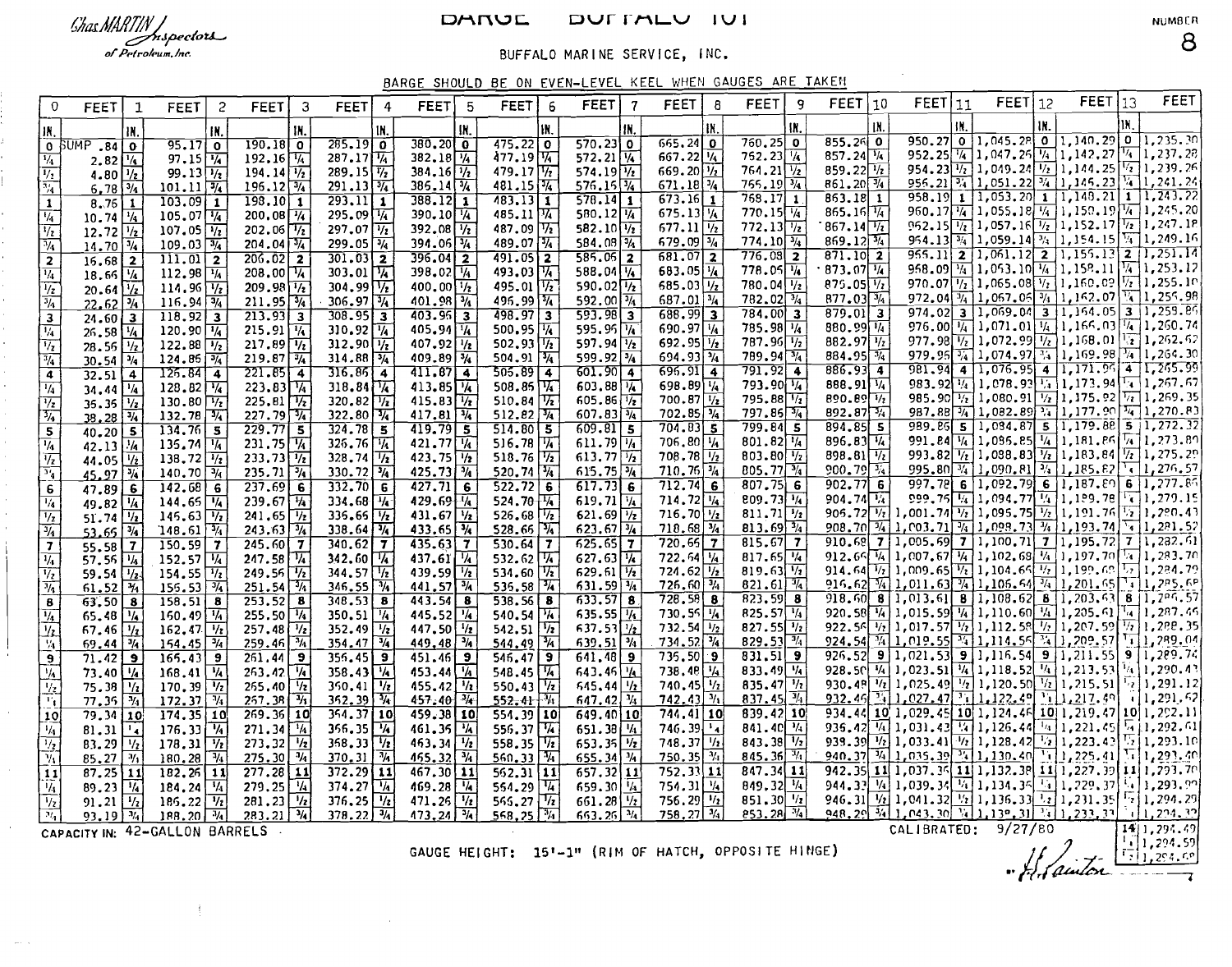*Chas. MARTIN Inspectors of Petroleum, Inc.*

# BARGE BUFFALO 101

NUMBER 8

BUFFALO MARINE SERVICE, INC.

BARGE SHOULD BE ON EVEN-LEVEL KEEL WHEN GAUGES ARE TAKEN

| IN. | 0 FEET | 1 FEET | 2 FEET | 3 FEET | 4 FEET | 5 FEET | 6 FEET | 7 FEET | 8 FEET | 9 FEET | 10 FEET | 11 FEET | 12 FEET | 13 FEET |
|---|---|---|---|---|---|---|---|---|---|---|---|---|---|---|
| 0 | SUMP .84 | 95.17 | 190.18 | 285.19 | 380.20 | 475.22 | 570.23 | 665.24 | 760.25 | 855.26 | 950.27 | 1,045.28 | 1,140.29 | 1,235.30 |
| 1/4 | 2.82 | 97.15 | 192.16 | 287.17 | 382.18 | 477.19 | 572.21 | 667.22 | 762.23 | 857.24 | 952.25 | 1,047.26 | 1,142.27 | 1,237.28 |
| 1/2 | 4.80 | 99.13 | 194.14 | 289.15 | 384.16 | 479.17 | 574.19 | 669.20 | 764.21 | 859.22 | 954.23 | 1,049.24 | 1,144.25 | 1,239.26 |
| 3/4 | 6.78 | 101.11 | 196.12 | 291.13 | 386.14 | 481.15 | 576.16 | 671.18 | 766.19 | 861.20 | 956.21 | 1,051.22 | 1,146.23 | 1,241.24 |
| 1 | 8.76 | 103.09 | 198.10 | 293.11 | 388.12 | 483.13 | 578.14 | 673.16 | 768.17 | 863.18 | 958.19 | 1,053.20 | 1,148.21 | 1,243.22 |
| 1/4 | 10.74 | 105.07 | 200.08 | 295.09 | 390.10 | 485.11 | 580.12 | 675.13 | 770.15 | 865.16 | 960.17 | 1,055.18 | 1,150.19 | 1,245.20 |
| 1/2 | 12.72 | 107.05 | 202.06 | 297.07 | 392.08 | 487.09 | 582.10 | 677.11 | 772.13 | 867.14 | 962.15 | 1,057.16 | 1,152.17 | 1,247.18 |
| 3/4 | 14.70 | 109.03 | 204.04 | 299.05 | 394.06 | 489.07 | 584.08 | 679.09 | 774.10 | 869.12 | 964.13 | 1,059.14 | 1,154.15 | 1,249.16 |
| 2 | 16.68 | 111.01 | 206.02 | 301.03 | 396.04 | 491.05 | 586.06 | 681.07 | 776.08 | 871.10 | 966.11 | 1,061.12 | 1,156.13 | 1,251.14 |
| 1/4 | 18.66 | 112.98 | 208.00 | 303.01 | 398.02 | 493.03 | 588.04 | 683.05 | 778.06 | 873.07 | 968.09 | 1,063.10 | 1,158.11 | 1,253.12 |
| 1/2 | 20.64 | 114.96 | 209.98 | 304.99 | 400.00 | 495.01 | 590.02 | 685.03 | 780.04 | 875.05 | 970.07 | 1,065.08 | 1,160.09 | 1,255.10 |
| 3/4 | 22.62 | 116.94 | 211.95 | 306.97 | 401.98 | 496.99 | 592.00 | 687.01 | 782.02 | 877.03 | 972.04 | 1,067.06 | 1,162.07 | 1,256.98 |
| 3 | 24.60 | 118.92 | 213.93 | 308.95 | 403.96 | 498.97 | 593.98 | 688.99 | 784.00 | 879.01 | 974.02 | 1,069.04 | 1,164.05 | 1,258.86 |
| 1/4 | 26.58 | 120.90 | 215.91 | 310.92 | 405.94 | 500.95 | 595.96 | 690.97 | 785.98 | 880.99 | 976.00 | 1,071.01 | 1,166.03 | 1,260.74 |
| 1/2 | 28.56 | 122.88 | 217.89 | 312.90 | 407.92 | 502.93 | 597.94 | 692.95 | 787.96 | 882.97 | 977.98 | 1,072.99 | 1,168.01 | 1,262.62 |
| 3/4 | 30.54 | 124.86 | 219.87 | 314.88 | 409.89 | 504.91 | 599.92 | 694.93 | 789.94 | 884.95 | 979.96 | 1,074.97 | 1,169.98 | 1,264.30 |
| 4 | 32.51 | 126.84 | 221.85 | 316.86 | 411.87 | 505.89 | 601.90 | 696.91 | 791.92 | 886.93 | 981.94 | 1,076.95 | 1,171.96 | 1,265.99 |
| 1/4 | 34.44 | 128.82 | 223.83 | 318.84 | 413.85 | 508.86 | 603.88 | 698.89 | 793.90 | 888.91 | 983.92 | 1,078.93 | 1,173.94 | 1,267.67 |
| 1/2 | 36.35 | 130.80 | 225.81 | 320.82 | 415.83 | 510.84 | 605.86 | 700.87 | 795.88 | 890.89 | 985.90 | 1,080.91 | 1,175.92 | 1,269.35 |
| 3/4 | 38.28 | 132.78 | 227.79 | 322.80 | 417.81 | 512.82 | 607.83 | 702.85 | 797.86 | 892.87 | 987.88 | 1,082.89 | 1,177.90 | 1,270.83 |
| 5 | 40.20 | 134.76 | 229.77 | 324.78 | 419.79 | 514.80 | 609.81 | 704.83 | 799.84 | 894.85 | 989.86 | 1,084.87 | 1,179.88 | 1,272.32 |
| 1/4 | 42.13 | 136.74 | 231.75 | 326.76 | 421.77 | 516.78 | 611.79 | 706.80 | 801.82 | 896.83 | 991.84 | 1,086.85 | 1,181.86 | 1,273.80 |
| 1/2 | 44.05 | 138.72 | 233.73 | 328.74 | 423.75 | 518.76 | 613.77 | 708.78 | 803.80 | 898.81 | 993.82 | 1,088.83 | 1,183.84 | 1,275.29 |
| 3/4 | 45.97 | 140.70 | 235.71 | 330.72 | 425.73 | 520.74 | 615.75 | 710.76 | 805.77 | 900.79 | 995.80 | 1,090.81 | 1,185.82 | 1,276.57 |
| 6 | 47.89 | 142.68 | 237.69 | 332.70 | 427.71 | 522.72 | 617.73 | 712.74 | 807.75 | 902.77 | 997.78 | 1,092.79 | 1,187.80 | 1,277.86 |
| 1/4 | 49.82 | 144.66 | 239.67 | 334.68 | 429.69 | 524.70 | 619.71 | 714.72 | 809.73 | 904.74 | 999.76 | 1,094.77 | 1,189.78 | 1,279.15 |
| 1/2 | 51.74 | 146.63 | 241.65 | 336.66 | 431.67 | 526.68 | 621.69 | 716.70 | 811.71 | 906.72 | 1,001.74 | 1,096.75 | 1,191.76 | 1,280.43 |
| 3/4 | 53.66 | 148.61 | 243.63 | 338.64 | 433.65 | 528.66 | 623.67 | 718.68 | 813.69 | 908.70 | 1,003.71 | 1,098.73 | 1,193.74 | 1,281.52 |
| 7 | 55.58 | 150.59 | 245.60 | 340.62 | 435.63 | 530.64 | 625.65 | 720.66 | 815.67 | 910.68 | 1,005.69 | 1,100.71 | 1,195.72 | 1,282.61 |
| 1/4 | 57.56 | 152.57 | 247.58 | 342.60 | 437.61 | 532.62 | 627.63 | 722.64 | 817.65 | 912.66 | 1,007.67 | 1,102.68 | 1,197.70 | 1,283.70 |
| 1/2 | 59.54 | 154.55 | 249.56 | 344.57 | 439.59 | 534.60 | 629.61 | 724.62 | 819.63 | 914.64 | 1,009.65 | 1,104.66 | 1,199.68 | 1,284.79 |
| 3/4 | 61.52 | 156.53 | 251.54 | 346.55 | 441.57 | 536.58 | 631.59 | 726.60 | 821.61 | 916.62 | 1,011.63 | 1,106.64 | 1,201.65 | 1,285.68 |
| 8 | 63.50 | 158.51 | 253.52 | 348.53 | 443.54 | 538.56 | 633.57 | 728.58 | 823.59 | 918.60 | 1,013.61 | 1,108.62 | 1,203.63 | 1,286.57 |
| 1/4 | 65.48 | 160.49 | 255.50 | 350.51 | 445.52 | 540.54 | 635.55 | 730.56 | 825.57 | 920.58 | 1,015.59 | 1,110.60 | 1,205.61 | 1,287.46 |
| 1/2 | 67.46 | 162.47 | 257.48 | 352.49 | 447.50 | 542.51 | 637.53 | 732.54 | 827.55 | 922.56 | 1,017.57 | 1,112.58 | 1,207.59 | 1,288.35 |
| 3/4 | 69.44 | 164.45 | 259.46 | 354.47 | 449.48 | 544.49 | 639.51 | 734.52 | 829.53 | 924.54 | 1,019.55 | 1,114.56 | 1,209.57 | 1,289.04 |
| 9 | 71.42 | 166.43 | 261.44 | 356.45 | 451.46 | 546.47 | 641.48 | 736.50 | 831.51 | 926.52 | 1,021.53 | 1,116.54 | 1,211.55 | 1,289.74 |
| 1/4 | 73.40 | 168.41 | 263.42 | 358.43 | 453.44 | 548.45 | 643.46 | 738.48 | 833.49 | 928.50 | 1,023.51 | 1,118.52 | 1,213.53 | 1,290.43 |
| 1/2 | 75.38 | 170.39 | 265.40 | 360.41 | 455.42 | 550.43 | 645.44 | 740.45 | 835.47 | 930.48 | 1,025.49 | 1,120.50 | 1,215.51 | 1,291.12 |
| 3/4 | 77.36 | 172.37 | 267.38 | 362.39 | 457.40 | 552.41 | 647.42 | 742.43 | 837.45 | 932.46 | 1,027.47 | 1,122.48 | 1,217.49 | 1,291.62 |
| 10 | 79.34 | 174.35 | 269.36 | 364.37 | 459.38 | 554.39 | 649.40 | 744.41 | 839.42 | 934.44 | 1,029.45 | 1,124.46 | 1,219.47 | 1,292.11 |
| 1/4 | 81.31 | 176.33 | 271.34 | 366.35 | 461.36 | 556.37 | 651.38 | 746.39 | 841.40 | 936.42 | 1,031.43 | 1,126.44 | 1,221.45 | 1,292.61 |
| 1/2 | 83.29 | 178.31 | 273.32 | 368.33 | 463.34 | 558.35 | 653.35 | 748.37 | 843.38 | 938.39 | 1,033.41 | 1,128.42 | 1,223.43 | 1,293.10 |
| 3/4 | 85.27 | 180.28 | 275.30 | 370.31 | 465.32 | 560.33 | 655.34 | 750.35 | 845.36 | 940.37 | 1,035.39 | 1,130.40 | 1,225.41 | 1,293.40 |
| 11 | 87.25 | 182.26 | 277.28 | 372.29 | 467.30 | 562.31 | 657.32 | 752.33 | 847.34 | 942.35 | 1,037.36 | 1,132.38 | 1,227.39 | 1,293.70 |
| 1/4 | 89.23 | 184.24 | 279.25 | 374.27 | 469.28 | 564.29 | 659.30 | 754.31 | 849.32 | 944.33 | 1,039.34 | 1,134.35 | 1,229.37 | 1,293.99 |
| 1/2 | 91.21 | 186.22 | 281.23 | 376.25 | 471.26 | 566.27 | 661.28 | 756.29 | 851.30 | 946.31 | 1,041.32 | 1,136.33 | 1,231.35 | 1,294.29 |
| 3/4 | 93.19 | 188.20 | 283.21 | 378.22 | 473.24 | 568.25 | 663.26 | 758.27 | 853.28 | 948.29 | 1,043.30 | 1,138.31 | 1,233.33 | 1,294.39 |

| IN. | 14 FEET |
|---|---|
| 0 | 1,294.49 |
| 1/4 | 1,294.59 |
| 1/2 | 1,294.69 |

CAPACITY IN: 42-GALLON BARRELS

CALIBRATED: 9/27/80

GAUGE HEIGHT: 15'-1" (RIM OF HATCH, OPPOSITE HINGE)